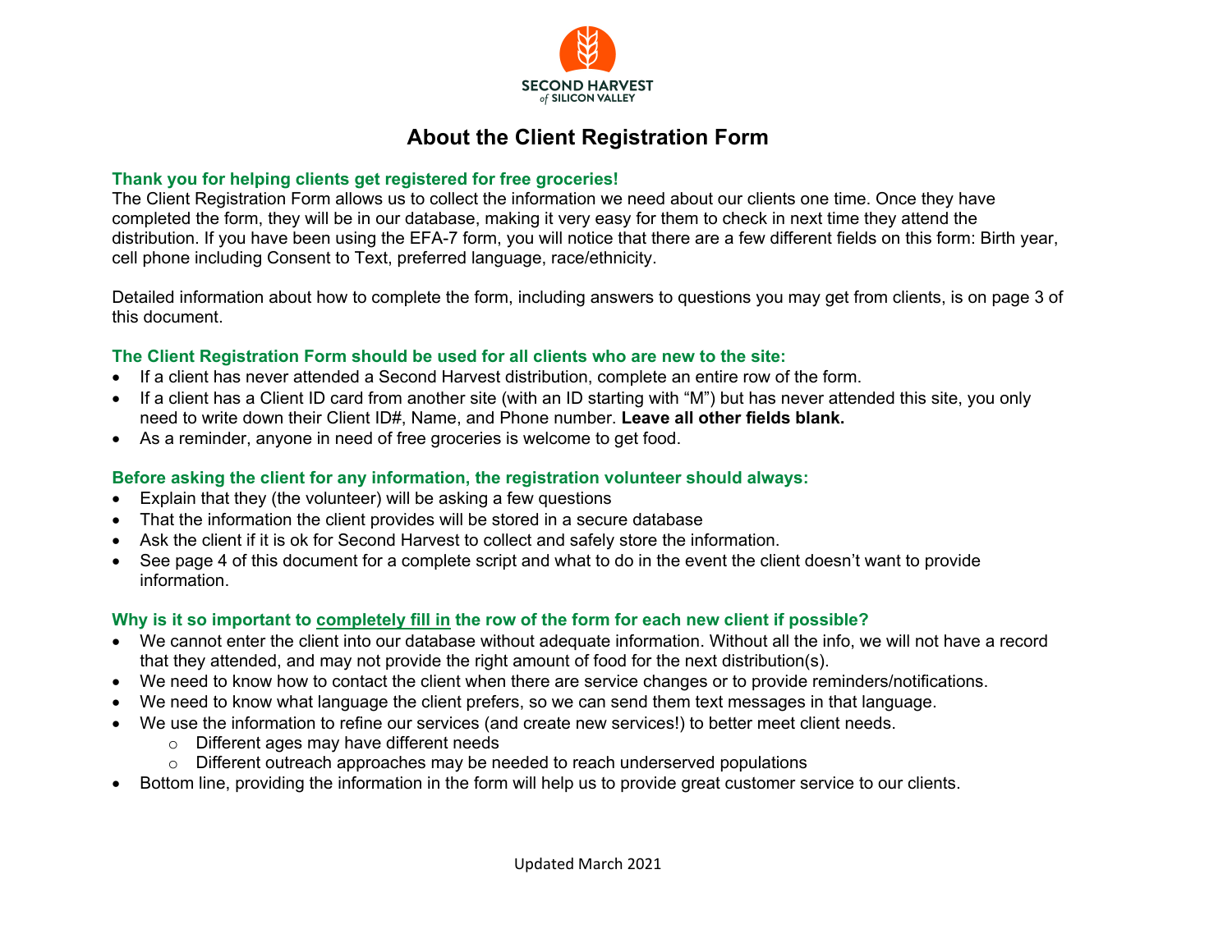SECOND HARVEST
*of* SILICON VALLEY

# About the Client Registration Form

**Thank you for helping clients get registered for free groceries!**

The Client Registration Form allows us to collect the information we need about our clients one time. Once they have completed the form, they will be in our database, making it very easy for them to check in next time they attend the distribution. If you have been using the EFA-7 form, you will notice that there are a few different fields on this form: Birth year, cell phone including Consent to Text, preferred language, race/ethnicity.

Detailed information about how to complete the form, including answers to questions you may get from clients, is on page 3 of this document.

**The Client Registration Form should be used for all clients who are new to the site:**

- If a client has never attended a Second Harvest distribution, complete an entire row of the form.
- If a client has a Client ID card from another site (with an ID starting with "M") but has never attended this site, you only need to write down their Client ID#, Name, and Phone number. **Leave all other fields blank.**
- As a reminder, anyone in need of free groceries is welcome to get food.

**Before asking the client for any information, the registration volunteer should always:**

- Explain that they (the volunteer) will be asking a few questions
- That the information the client provides will be stored in a secure database
- Ask the client if it is ok for Second Harvest to collect and safely store the information.
- See page 4 of this document for a complete script and what to do in the event the client doesn't want to provide information.

**Why is it so important to completely fill in the row of the form for each new client if possible?**

- We cannot enter the client into our database without adequate information. Without all the info, we will not have a record that they attended, and may not provide the right amount of food for the next distribution(s).
- We need to know how to contact the client when there are service changes or to provide reminders/notifications.
- We need to know what language the client prefers, so we can send them text messages in that language.
- We use the information to refine our services (and create new services!) to better meet client needs.
  - Different ages may have different needs
  - Different outreach approaches may be needed to reach underserved populations
- Bottom line, providing the information in the form will help us to provide great customer service to our clients.

Updated March 2021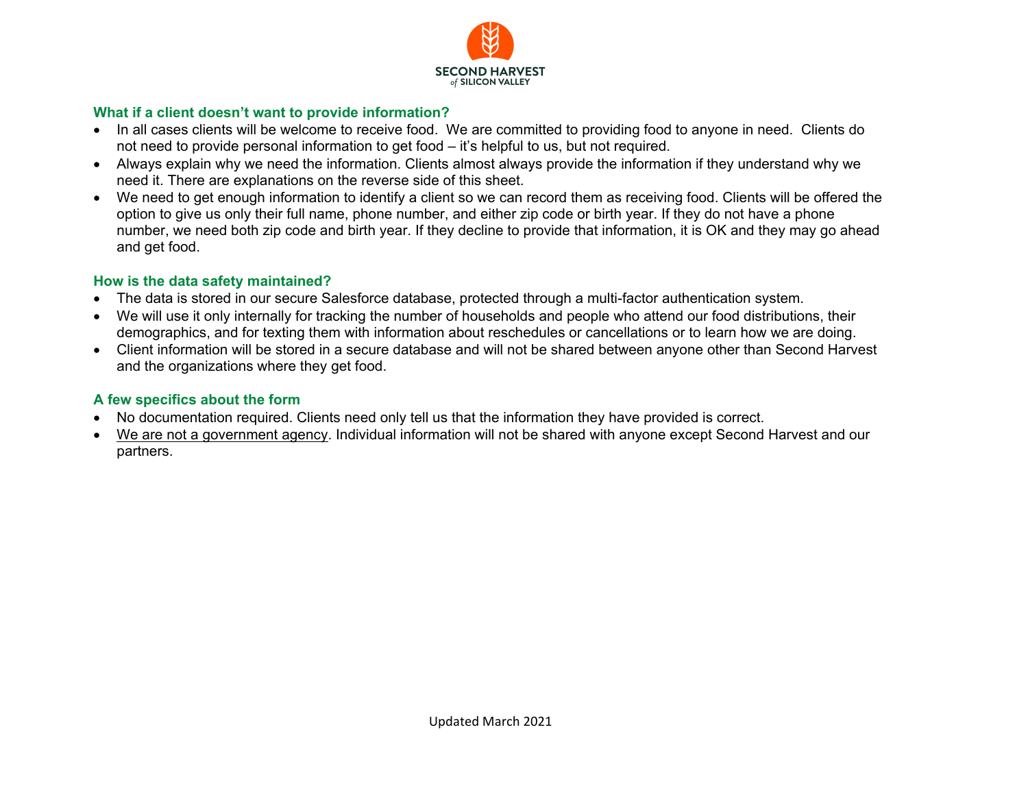### What if a client doesn't want to provide information?

- In all cases clients will be welcome to receive food. We are committed to providing food to anyone in need. Clients do not need to provide personal information to get food – it's helpful to us, but not required.
- Always explain why we need the information. Clients almost always provide the information if they understand why we need it. There are explanations on the reverse side of this sheet.
- We need to get enough information to identify a client so we can record them as receiving food. Clients will be offered the option to give us only their full name, phone number, and either zip code or birth year. If they do not have a phone number, we need both zip code and birth year. If they decline to provide that information, it is OK and they may go ahead and get food.

### How is the data safety maintained?

- The data is stored in our secure Salesforce database, protected through a multi-factor authentication system.
- We will use it only internally for tracking the number of households and people who attend our food distributions, their demographics, and for texting them with information about reschedules or cancellations or to learn how we are doing.
- Client information will be stored in a secure database and will not be shared between anyone other than Second Harvest and the organizations where they get food.

### A few specifics about the form

- No documentation required. Clients need only tell us that the information they have provided is correct.
- <u>We are not a government agency</u>. Individual information will not be shared with anyone except Second Harvest and our partners.

Updated March 2021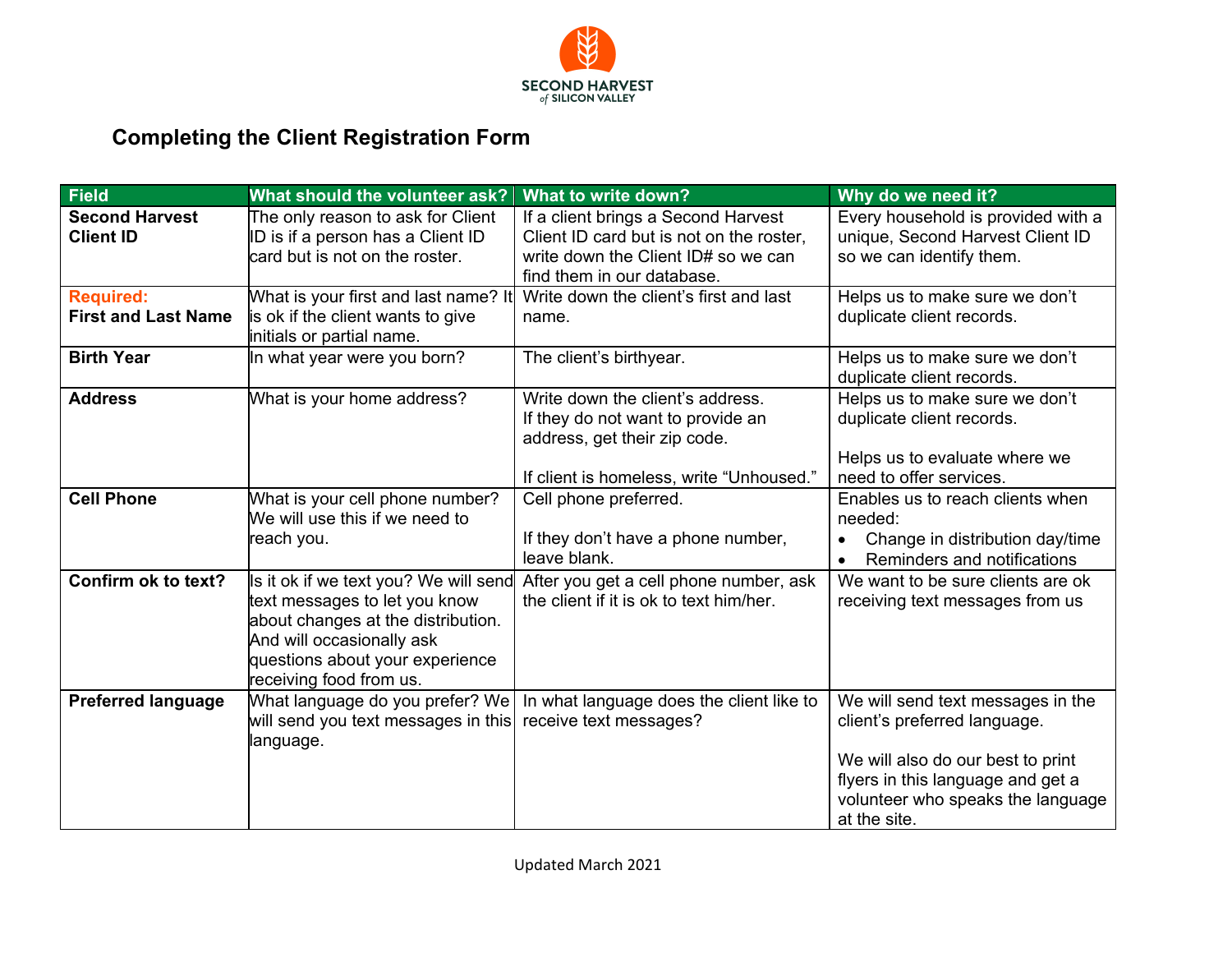# Completing the Client Registration Form

| Field | What should the volunteer ask? | What to write down? | Why do we need it? |
|---|---|---|---|
| **Second Harvest Client ID** | The only reason to ask for Client ID is if a person has a Client ID card but is not on the roster. | If a client brings a Second Harvest Client ID card but is not on the roster, write down the Client ID# so we can find them in our database. | Every household is provided with a unique, Second Harvest Client ID so we can identify them. |
| **Required: First and Last Name** | What is your first and last name? It is ok if the client wants to give initials or partial name. | Write down the client's first and last name. | Helps us to make sure we don't duplicate client records. |
| **Birth Year** | In what year were you born? | The client's birthyear. | Helps us to make sure we don't duplicate client records. |
| **Address** | What is your home address? | Write down the client's address. If they do not want to provide an address, get their zip code.<br><br>If client is homeless, write "Unhoused." | Helps us to make sure we don't duplicate client records.<br><br>Helps us to evaluate where we need to offer services. |
| **Cell Phone** | What is your cell phone number? We will use this if we need to reach you. | Cell phone preferred.<br><br>If they don't have a phone number, leave blank. | Enables us to reach clients when needed:<br>• Change in distribution day/time<br>• Reminders and notifications |
| **Confirm ok to text?** | Is it ok if we text you? We will send text messages to let you know about changes at the distribution. And will occasionally ask questions about your experience receiving food from us. | After you get a cell phone number, ask the client if it is ok to text him/her. | We want to be sure clients are ok receiving text messages from us |
| **Preferred language** | What language do you prefer? We will send you text messages in this language. | In what language does the client like to receive text messages? | We will send text messages in the client's preferred language.<br><br>We will also do our best to print flyers in this language and get a volunteer who speaks the language at the site. |

Updated March 2021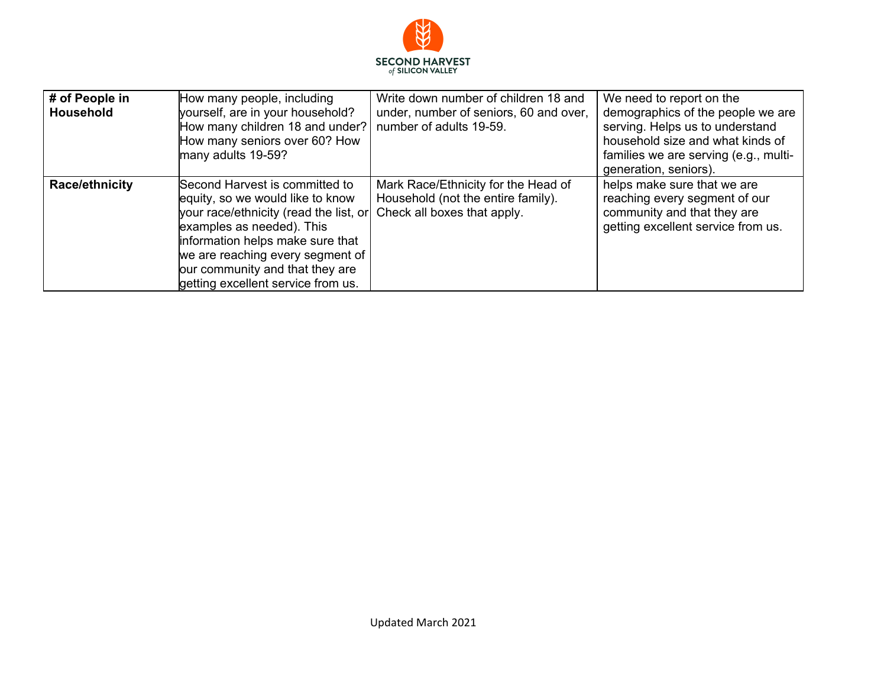| # of People in Household | How many people, including yourself, are in your household? How many children 18 and under? How many seniors over 60? How many adults 19-59? | Write down number of children 18 and under, number of seniors, 60 and over, number of adults 19-59. | We need to report on the demographics of the people we are serving. Helps us to understand household size and what kinds of families we are serving (e.g., multi-generation, seniors). |
|---|---|---|---|
| **Race/ethnicity** | Second Harvest is committed to equity, so we would like to know your race/ethnicity (read the list, or examples as needed). This information helps make sure that we are reaching every segment of our community and that they are getting excellent service from us. | Mark Race/Ethnicity for the Head of Household (not the entire family). Check all boxes that apply. | helps make sure that we are reaching every segment of our community and that they are getting excellent service from us. |

Updated March 2021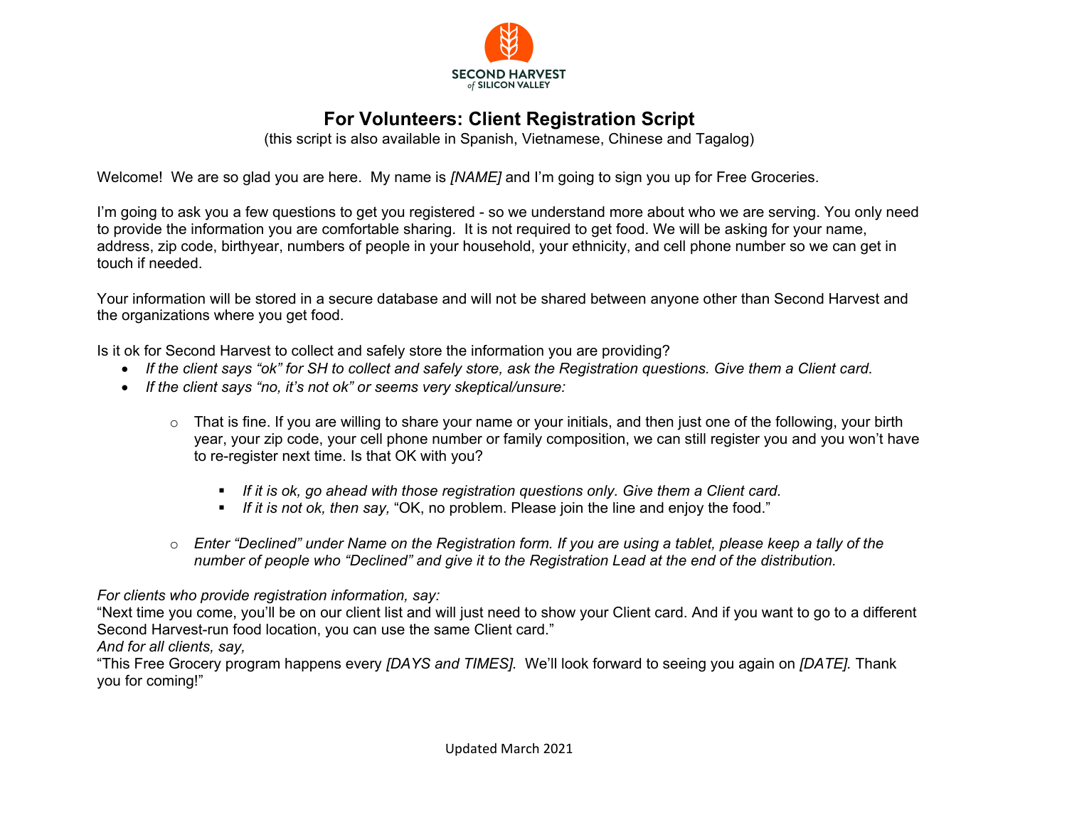SECOND HARVEST of SILICON VALLEY

# For Volunteers: Client Registration Script

(this script is also available in Spanish, Vietnamese, Chinese and Tagalog)

Welcome! We are so glad you are here. My name is *[NAME]* and I'm going to sign you up for Free Groceries.

I'm going to ask you a few questions to get you registered - so we understand more about who we are serving. You only need to provide the information you are comfortable sharing. It is not required to get food. We will be asking for your name, address, zip code, birthyear, numbers of people in your household, your ethnicity, and cell phone number so we can get in touch if needed.

Your information will be stored in a secure database and will not be shared between anyone other than Second Harvest and the organizations where you get food.

Is it ok for Second Harvest to collect and safely store the information you are providing?

- *If the client says "ok" for SH to collect and safely store, ask the Registration questions. Give them a Client card.*
- *If the client says "no, it's not ok" or seems very skeptical/unsure:*
    - That is fine. If you are willing to share your name or your initials, and then just one of the following, your birth year, your zip code, your cell phone number or family composition, we can still register you and you won't have to re-register next time. Is that OK with you?
        - *If it is ok, go ahead with those registration questions only. Give them a Client card.*
        - *If it is not ok, then say,* "OK, no problem. Please join the line and enjoy the food."
    - *Enter "Declined" under Name on the Registration form. If you are using a tablet, please keep a tally of the number of people who "Declined" and give it to the Registration Lead at the end of the distribution.*

*For clients who provide registration information, say:*
"Next time you come, you'll be on our client list and will just need to show your Client card. And if you want to go to a different Second Harvest-run food location, you can use the same Client card."
*And for all clients, say,*
"This Free Grocery program happens every *[DAYS and TIMES]*. We'll look forward to seeing you again on *[DATE].* Thank you for coming!"

Updated March 2021